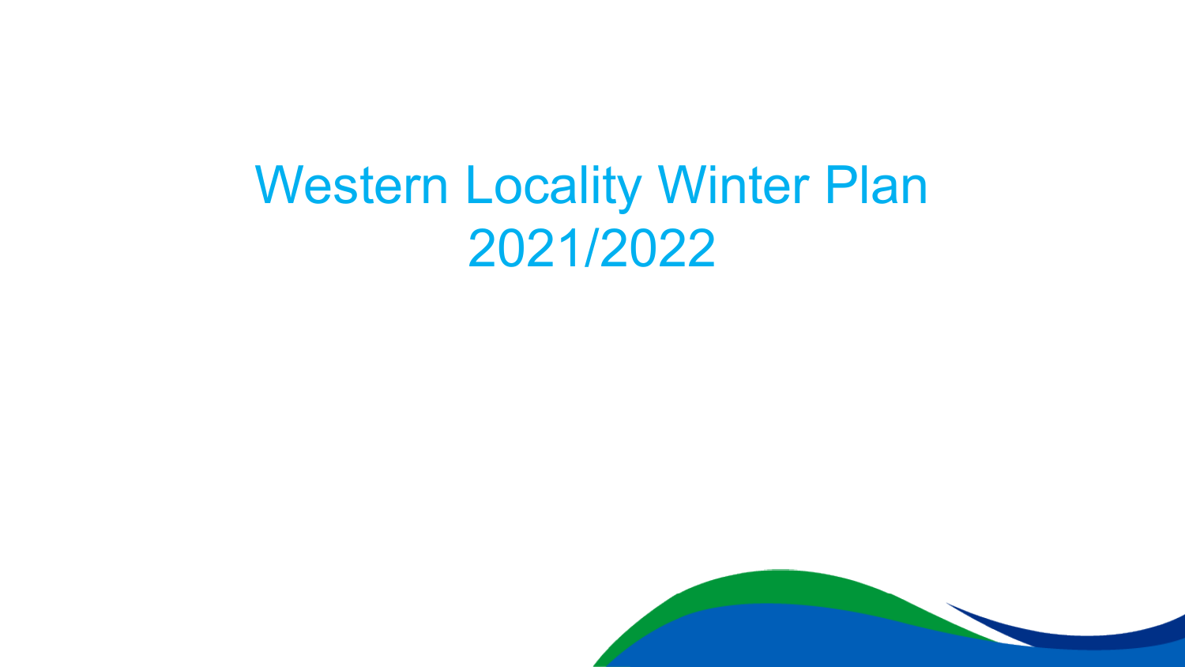# Western Locality Winter Plan 2021/2022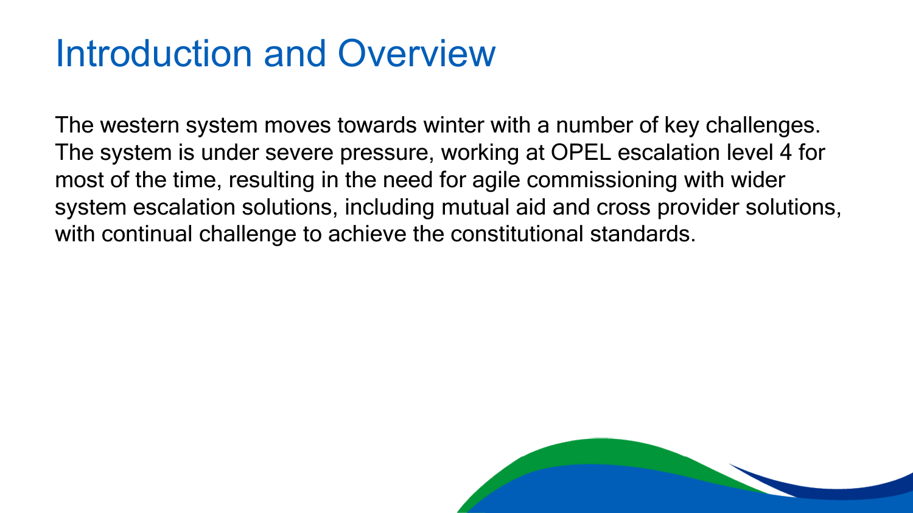# Introduction and Overview

The western system moves towards winter with a number of key challenges. The system is under severe pressure, working at OPEL escalation level 4 for most of the time, resulting in the need for agile commissioning with wider system escalation solutions, including mutual aid and cross provider solutions, with continual challenge to achieve the constitutional standards.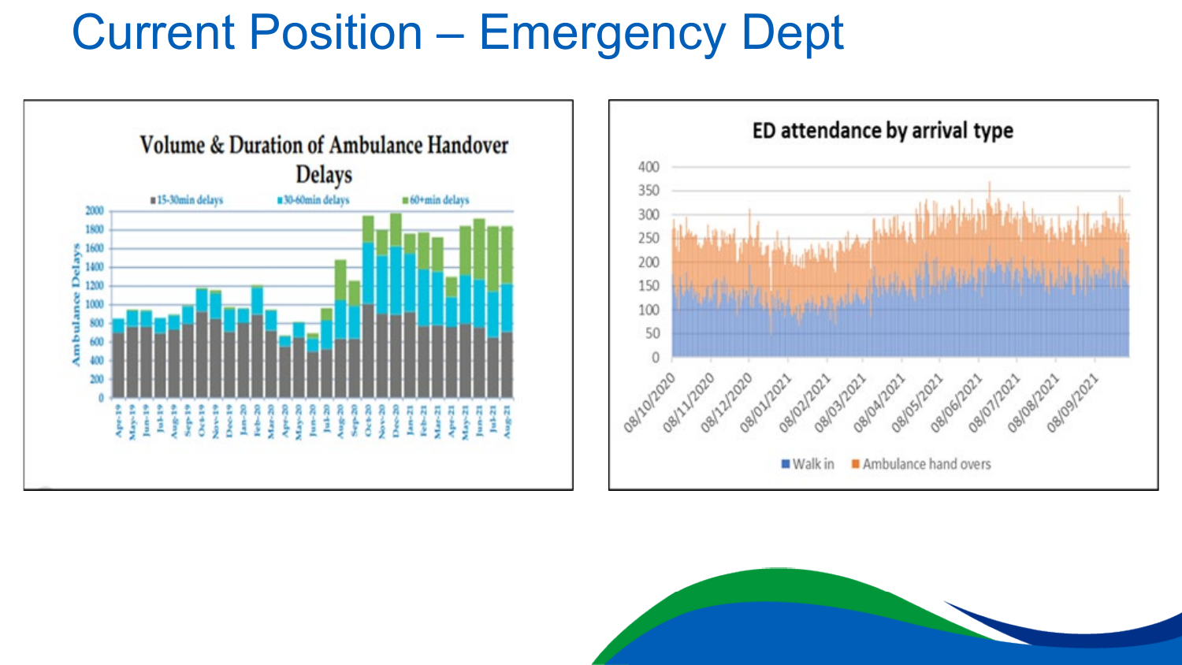# Current Position – Emergency Dept

**Volume & Duration of Ambulance Handover Delays**

■ 15-30min delays ■ 30-60min delays ■ 60+min delays

**ED attendance by arrival type**

■ Walk in ■ Ambulance hand overs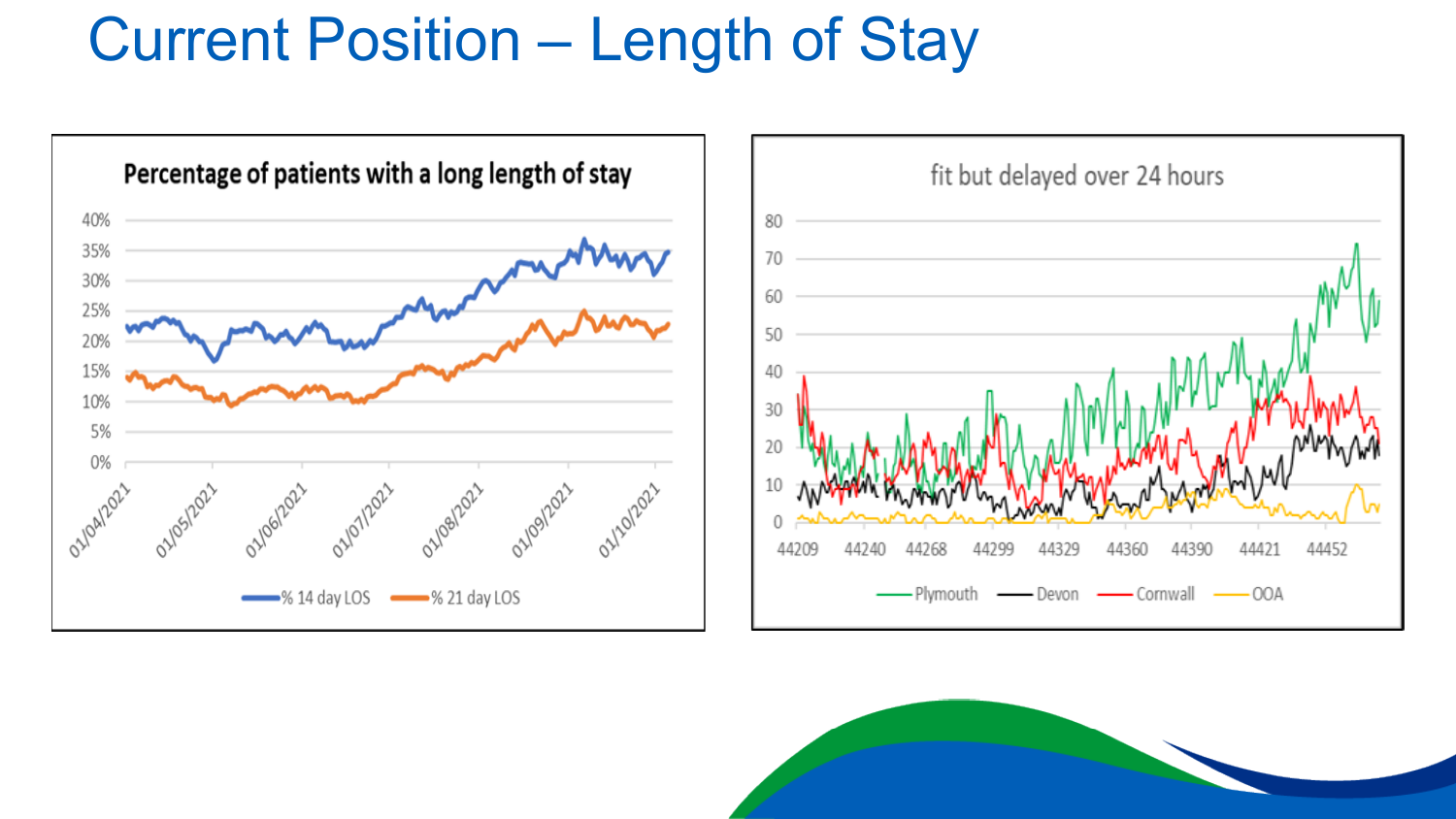# Current Position – Length of Stay

**Percentage of patients with a long length of stay**

40%
35%
30%
25%
20%
15%
10%
5%
0%

01/04/2021 01/05/2021 01/06/2021 01/07/2021 01/08/2021 01/09/2021 01/10/2021

% 14 day LOS — % 21 day LOS

**fit but delayed over 24 hours**

80
70
60
50
40
30
20
10
0

44209 44240 44268 44299 44329 44360 44390 44421 44452

Plymouth — Devon — Cornwall — OOA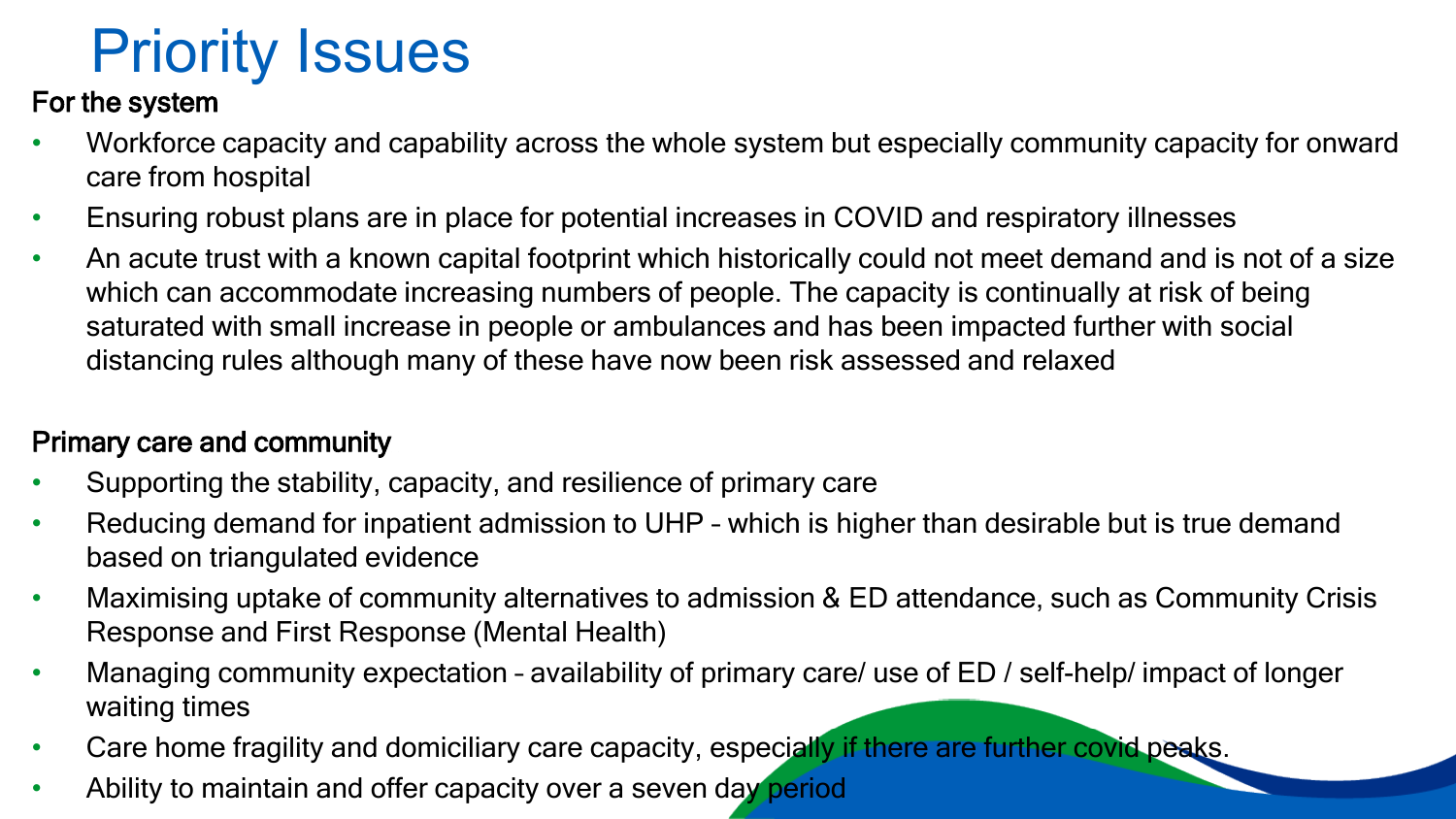# Priority Issues

## For the system

- Workforce capacity and capability across the whole system but especially community capacity for onward care from hospital
- Ensuring robust plans are in place for potential increases in COVID and respiratory illnesses
- An acute trust with a known capital footprint which historically could not meet demand and is not of a size which can accommodate increasing numbers of people. The capacity is continually at risk of being saturated with small increase in people or ambulances and has been impacted further with social distancing rules although many of these have now been risk assessed and relaxed

## Primary care and community

- Supporting the stability, capacity, and resilience of primary care
- Reducing demand for inpatient admission to UHP – which is higher than desirable but is true demand based on triangulated evidence
- Maximising uptake of community alternatives to admission & ED attendance, such as Community Crisis Response and First Response (Mental Health)
- Managing community expectation – availability of primary care/ use of ED / self-help/ impact of longer waiting times
- Care home fragility and domiciliary care capacity, especially if there are further covid peaks.
- Ability to maintain and offer capacity over a seven day period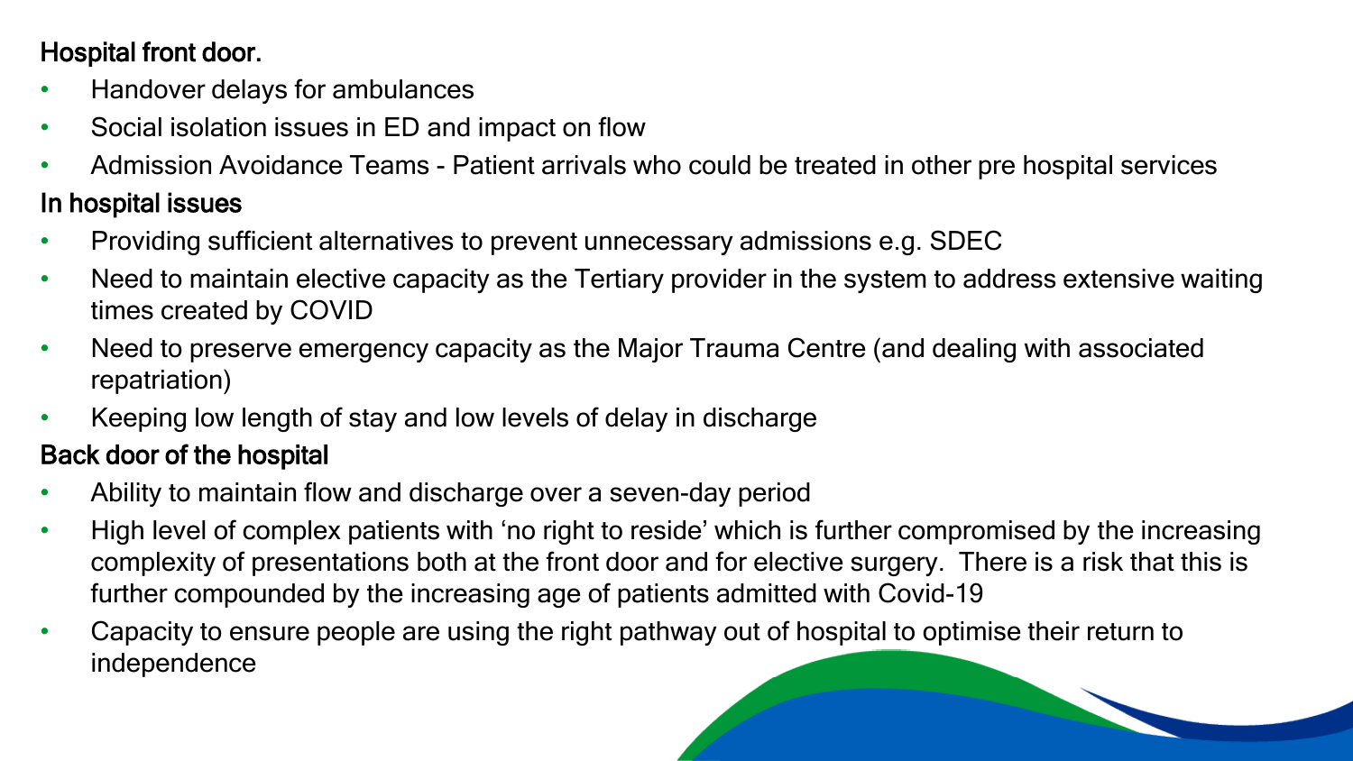**Hospital front door.**

- Handover delays for ambulances
- Social isolation issues in ED and impact on flow
- Admission Avoidance Teams - Patient arrivals who could be treated in other pre hospital services

**In hospital issues**

- Providing sufficient alternatives to prevent unnecessary admissions e.g. SDEC
- Need to maintain elective capacity as the Tertiary provider in the system to address extensive waiting times created by COVID
- Need to preserve emergency capacity as the Major Trauma Centre (and dealing with associated repatriation)
- Keeping low length of stay and low levels of delay in discharge

**Back door of the hospital**

- Ability to maintain flow and discharge over a seven-day period
- High level of complex patients with 'no right to reside' which is further compromised by the increasing complexity of presentations both at the front door and for elective surgery. There is a risk that this is further compounded by the increasing age of patients admitted with Covid-19
- Capacity to ensure people are using the right pathway out of hospital to optimise their return to independence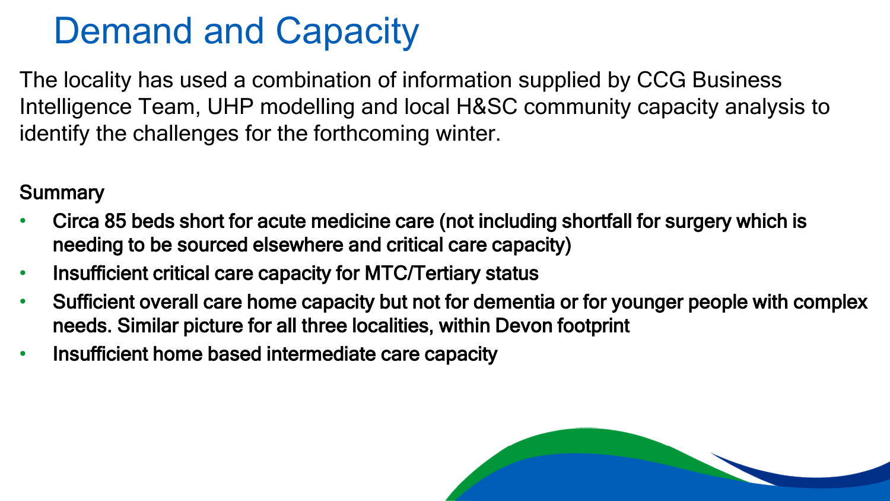# Demand and Capacity

The locality has used a combination of information supplied by CCG Business Intelligence Team, UHP modelling and local H&SC community capacity analysis to identify the challenges for the forthcoming winter.

Summary

- **Circa 85 beds short for acute medicine care (not including shortfall for surgery which is needing to be sourced elsewhere and critical care capacity)**
- **Insufficient critical care capacity for MTC/Tertiary status**
- **Sufficient overall care home capacity but not for dementia or for younger people with complex needs. Similar picture for all three localities, within Devon footprint**
- **Insufficient home based intermediate care capacity**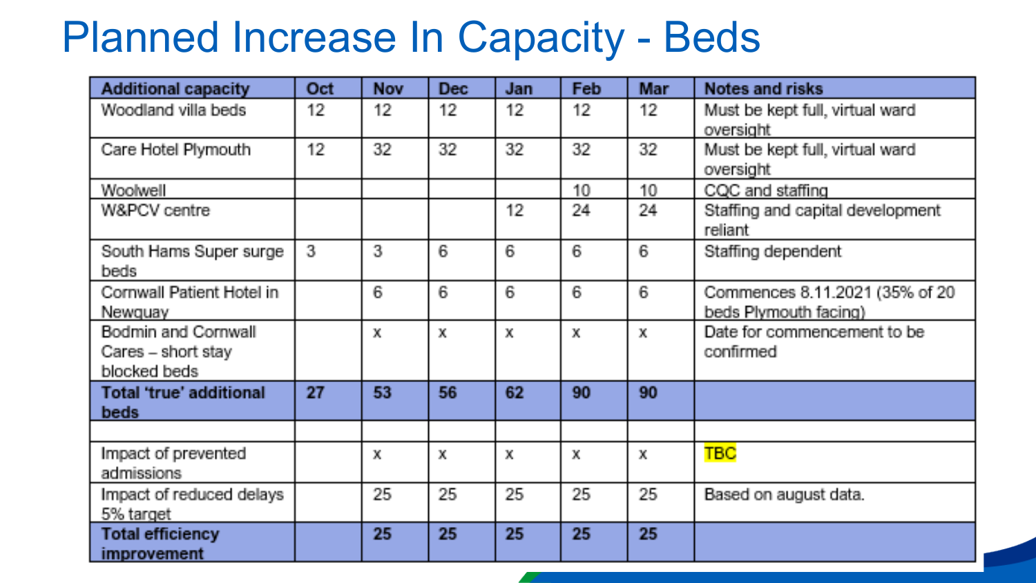# Planned Increase In Capacity - Beds

| Additional capacity | Oct | Nov | Dec | Jan | Feb | Mar | Notes and risks |
|---|---|---|---|---|---|---|---|
| Woodland villa beds | 12 | 12 | 12 | 12 | 12 | 12 | Must be kept full, virtual ward oversight |
| Care Hotel Plymouth | 12 | 32 | 32 | 32 | 32 | 32 | Must be kept full, virtual ward oversight |
| Woolwell | | | | | 10 | 10 | CQC and staffing |
| W&PCV centre | | | | 12 | 24 | 24 | Staffing and capital development reliant |
| South Hams Super surge beds | 3 | 3 | 6 | 6 | 6 | 6 | Staffing dependent |
| Cornwall Patient Hotel in Newquay | | 6 | 6 | 6 | 6 | 6 | Commences 8.11.2021 (35% of 20 beds Plymouth facing) |
| Bodmin and Cornwall Cares – short stay blocked beds | | x | x | x | x | x | Date for commencement to be confirmed |
| **Total 'true' additional beds** | **27** | **53** | **56** | **62** | **90** | **90** | |
| | | | | | | | |
| Impact of prevented admissions | | x | x | x | x | x | TBC |
| Impact of reduced delays 5% target | | 25 | 25 | 25 | 25 | 25 | Based on august data. |
| **Total efficiency improvement** | | **25** | **25** | **25** | **25** | **25** | |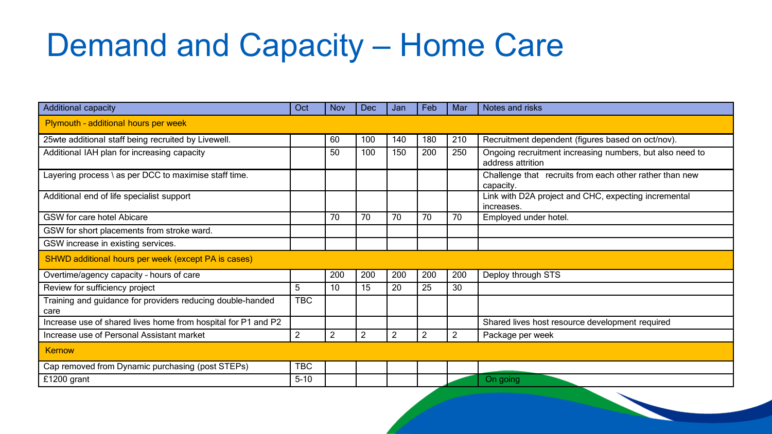# Demand and Capacity – Home Care

| Additional capacity | Oct | Nov | Dec | Jan | Feb | Mar | Notes and risks |
|---|---|---|---|---|---|---|---|
| Plymouth - additional hours per week | | | | | | | |
| 25wte additional staff being recruited by Livewell. | | 60 | 100 | 140 | 180 | 210 | Recruitment dependent (figures based on oct/nov). |
| Additional IAH plan for increasing capacity | | 50 | 100 | 150 | 200 | 250 | Ongoing recruitment increasing numbers, but also need to address attrition |
| Layering process \ as per DCC to maximise staff time. | | | | | | | Challenge that recruits from each other rather than new capacity. |
| Additional end of life specialist support | | | | | | | Link with D2A project and CHC, expecting incremental increases. |
| GSW for care hotel Abicare | | 70 | 70 | 70 | 70 | 70 | Employed under hotel. |
| GSW for short placements from stroke ward. | | | | | | | |
| GSW increase in existing services. | | | | | | | |
| SHWD additional hours per week (except PA is cases) | | | | | | | |
| Overtime/agency capacity - hours of care | | 200 | 200 | 200 | 200 | 200 | Deploy through STS |
| Review for sufficiency project | 5 | 10 | 15 | 20 | 25 | 30 | |
| Training and guidance for providers reducing double-handed care | TBC | | | | | | |
| Increase use of shared lives home from hospital for P1 and P2 | | | | | | | Shared lives host resource development required |
| Increase use of Personal Assistant market | 2 | 2 | 2 | 2 | 2 | 2 | Package per week |
| Kernow | | | | | | | |
| Cap removed from Dynamic purchasing (post STEPs) | TBC | | | | | | |
| £1200 grant | 5-10 | | | | | | On going |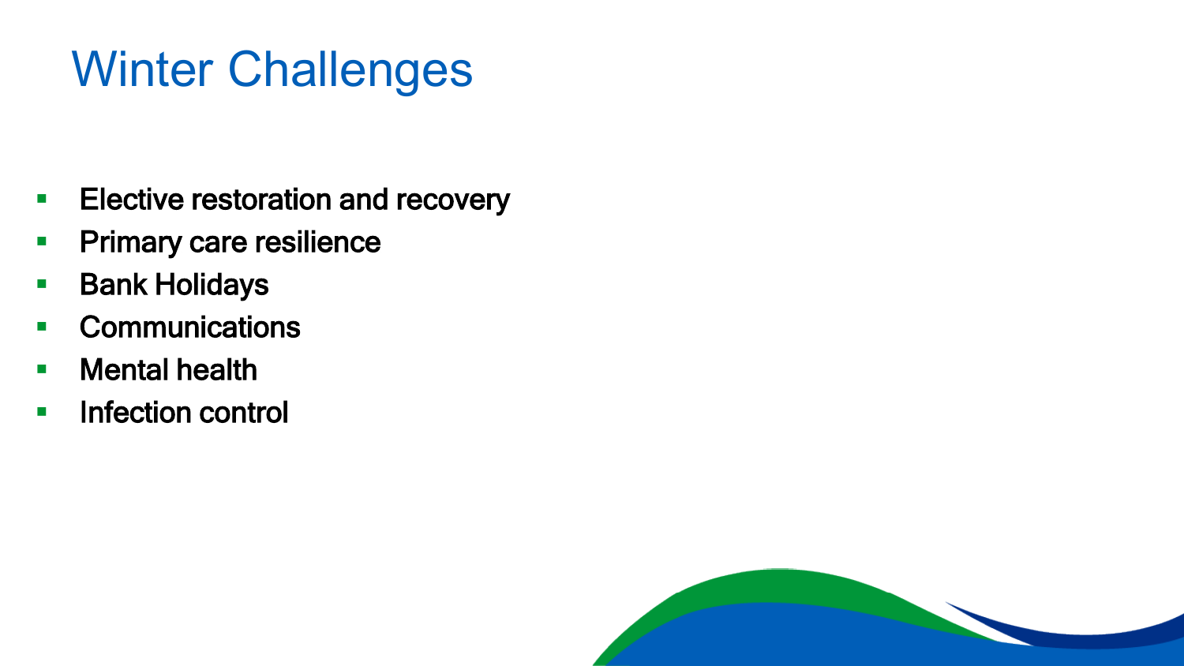# Winter Challenges

- Elective restoration and recovery
- Primary care resilience
- Bank Holidays
- Communications
- Mental health
- Infection control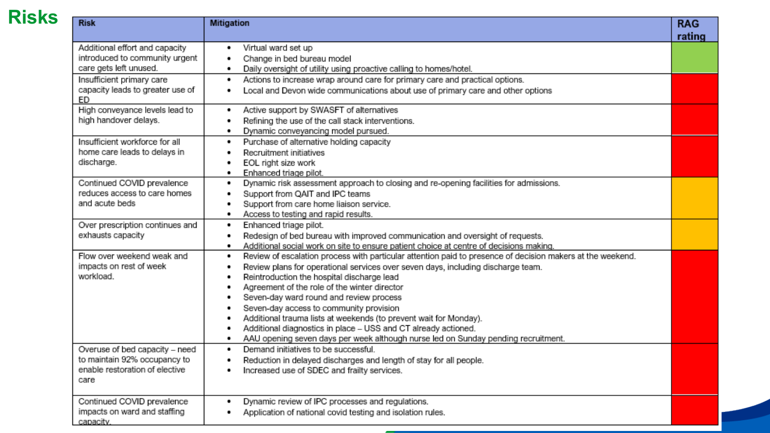# Risks

| Risk | Mitigation | RAG rating |
|---|---|---|
| Additional effort and capacity introduced to community urgent care gets left unused. | • Virtual ward set up<br>• Change in bed bureau model<br>• Daily oversight of utility using proactive calling to homes/hotel. | |
| Insufficient primary care capacity leads to greater use of ED | • Actions to increase wrap around care for primary care and practical options.<br>• Local and Devon wide communications about use of primary care and other options | |
| High conveyance levels lead to high handover delays. | • Active support by SWASFT of alternatives<br>• Refining the use of the call stack interventions.<br>• Dynamic conveyancing model pursued. | |
| Insufficient workforce for all home care leads to delays in discharge. | • Purchase of alternative holding capacity<br>• Recruitment initiatives<br>• EOL right size work<br>• Enhanced triage pilot. | |
| Continued COVID prevalence reduces access to care homes and acute beds | • Dynamic risk assessment approach to closing and re-opening facilities for admissions.<br>• Support from QAIT and IPC teams<br>• Support from care home liaison service.<br>• Access to testing and rapid results. | |
| Over prescription continues and exhausts capacity | • Enhanced triage pilot.<br>• Redesign of bed bureau with improved communication and oversight of requests.<br>• Additional social work on site to ensure patient choice at centre of decisions making. | |
| Flow over weekend weak and impacts on rest of week workload. | • Review of escalation process with particular attention paid to presence of decision makers at the weekend.<br>• Review plans for operational services over seven days, including discharge team.<br>• Reintroduction the hospital discharge lead<br>• Agreement of the role of the winter director<br>• Seven-day ward round and review process<br>• Seven-day access to community provision<br>• Additional trauma lists at weekends (to prevent wait for Monday).<br>• Additional diagnostics in place – USS and CT already actioned.<br>• AAU opening seven days per week although nurse led on Sunday pending recruitment. | |
| Overuse of bed capacity – need to maintain 92% occupancy to enable restoration of elective care | • Demand initiatives to be successful.<br>• Reduction in delayed discharges and length of stay for all people.<br>• Increased use of SDEC and frailty services. | |
| Continued COVID prevalence impacts on ward and staffing capacity. | • Dynamic review of IPC processes and regulations.<br>• Application of national covid testing and isolation rules. | |